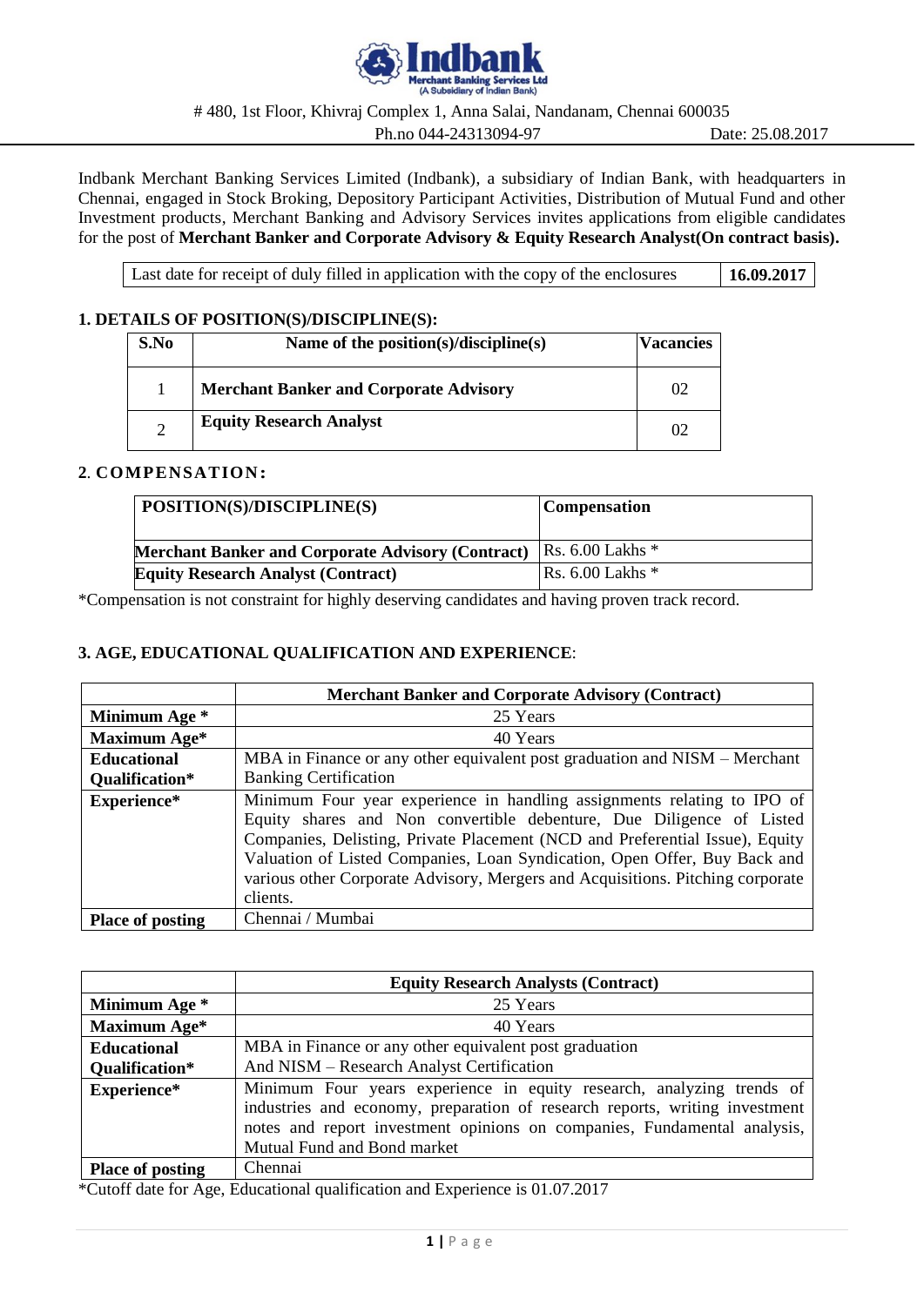# Indbank

Merchant Banking Services Ltd
(A Subsidiary of Indian Bank)

# 480, 1st Floor, Khivraj Complex 1, Anna Salai, Nandanam, Chennai 600035

Ph.no 044-24313094-97 Date: 25.08.2017

Indbank Merchant Banking Services Limited (Indbank), a subsidiary of Indian Bank, with headquarters in Chennai, engaged in Stock Broking, Depository Participant Activities, Distribution of Mutual Fund and other Investment products, Merchant Banking and Advisory Services invites applications from eligible candidates for the post of **Merchant Banker and Corporate Advisory & Equity Research Analyst(On contract basis).**

| Last date for receipt of duly filled in application with the copy of the enclosures | **16.09.2017** |
|---|---|

## 1. DETAILS OF POSITION(S)/DISCIPLINE(S):

| S.No | Name of the position(s)/discipline(s) | Vacancies |
|---|---|---|
| 1 | **Merchant Banker and Corporate Advisory** | 02 |
| 2 | **Equity Research Analyst** | 02 |

## 2. COMPENSATION:

| POSITION(S)/DISCIPLINE(S) | Compensation |
|---|---|
| **Merchant Banker and Corporate Advisory (Contract)** | Rs. 6.00 Lakhs * |
| **Equity Research Analyst (Contract)** | Rs. 6.00 Lakhs * |

*Compensation is not constraint for highly deserving candidates and having proven track record.

## 3. AGE, EDUCATIONAL QUALIFICATION AND EXPERIENCE:

| | Merchant Banker and Corporate Advisory (Contract) |
|---|---|
| **Minimum Age *** | 25 Years |
| **Maximum Age*** | 40 Years |
| **Educational Qualification*** | MBA in Finance or any other equivalent post graduation and NISM – Merchant Banking Certification |
| **Experience*** | Minimum Four year experience in handling assignments relating to IPO of Equity shares and Non convertible debenture, Due Diligence of Listed Companies, Delisting, Private Placement (NCD and Preferential Issue), Equity Valuation of Listed Companies, Loan Syndication, Open Offer, Buy Back and various other Corporate Advisory, Mergers and Acquisitions. Pitching corporate clients. |
| **Place of posting** | Chennai / Mumbai |

| | Equity Research Analysts (Contract) |
|---|---|
| **Minimum Age *** | 25 Years |
| **Maximum Age*** | 40 Years |
| **Educational Qualification*** | MBA in Finance or any other equivalent post graduation And NISM – Research Analyst Certification |
| **Experience*** | Minimum Four years experience in equity research, analyzing trends of industries and economy, preparation of research reports, writing investment notes and report investment opinions on companies, Fundamental analysis, Mutual Fund and Bond market |
| **Place of posting** | Chennai |

*Cutoff date for Age, Educational qualification and Experience is 01.07.2017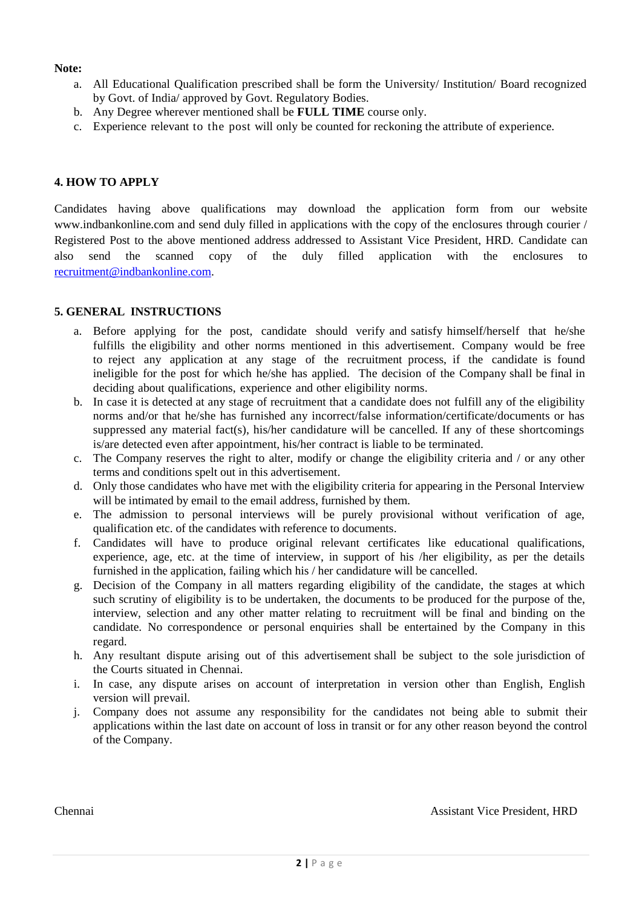**Note:**

a. All Educational Qualification prescribed shall be form the University/ Institution/ Board recognized by Govt. of India/ approved by Govt. Regulatory Bodies.
b. Any Degree wherever mentioned shall be **FULL TIME** course only.
c. Experience relevant to the post will only be counted for reckoning the attribute of experience.

## 4. HOW TO APPLY

Candidates having above qualifications may download the application form from our website www.indbankonline.com and send duly filled in applications with the copy of the enclosures through courier / Registered Post to the above mentioned address addressed to Assistant Vice President, HRD. Candidate can also send the scanned copy of the duly filled application with the enclosures to recruitment@indbankonline.com.

## 5. GENERAL INSTRUCTIONS

a. Before applying for the post, candidate should verify and satisfy himself/herself that he/she fulfills the eligibility and other norms mentioned in this advertisement. Company would be free to reject any application at any stage of the recruitment process, if the candidate is found ineligible for the post for which he/she has applied. The decision of the Company shall be final in deciding about qualifications, experience and other eligibility norms.
b. In case it is detected at any stage of recruitment that a candidate does not fulfill any of the eligibility norms and/or that he/she has furnished any incorrect/false information/certificate/documents or has suppressed any material fact(s), his/her candidature will be cancelled. If any of these shortcomings is/are detected even after appointment, his/her contract is liable to be terminated.
c. The Company reserves the right to alter, modify or change the eligibility criteria and / or any other terms and conditions spelt out in this advertisement.
d. Only those candidates who have met with the eligibility criteria for appearing in the Personal Interview will be intimated by email to the email address, furnished by them.
e. The admission to personal interviews will be purely provisional without verification of age, qualification etc. of the candidates with reference to documents.
f. Candidates will have to produce original relevant certificates like educational qualifications, experience, age, etc. at the time of interview, in support of his /her eligibility, as per the details furnished in the application, failing which his / her candidature will be cancelled.
g. Decision of the Company in all matters regarding eligibility of the candidate, the stages at which such scrutiny of eligibility is to be undertaken, the documents to be produced for the purpose of the, interview, selection and any other matter relating to recruitment will be final and binding on the candidate. No correspondence or personal enquiries shall be entertained by the Company in this regard.
h. Any resultant dispute arising out of this advertisement shall be subject to the sole jurisdiction of the Courts situated in Chennai.
i. In case, any dispute arises on account of interpretation in version other than English, English version will prevail.
j. Company does not assume any responsibility for the candidates not being able to submit their applications within the last date on account of loss in transit or for any other reason beyond the control of the Company.

Chennai

Assistant Vice President, HRD